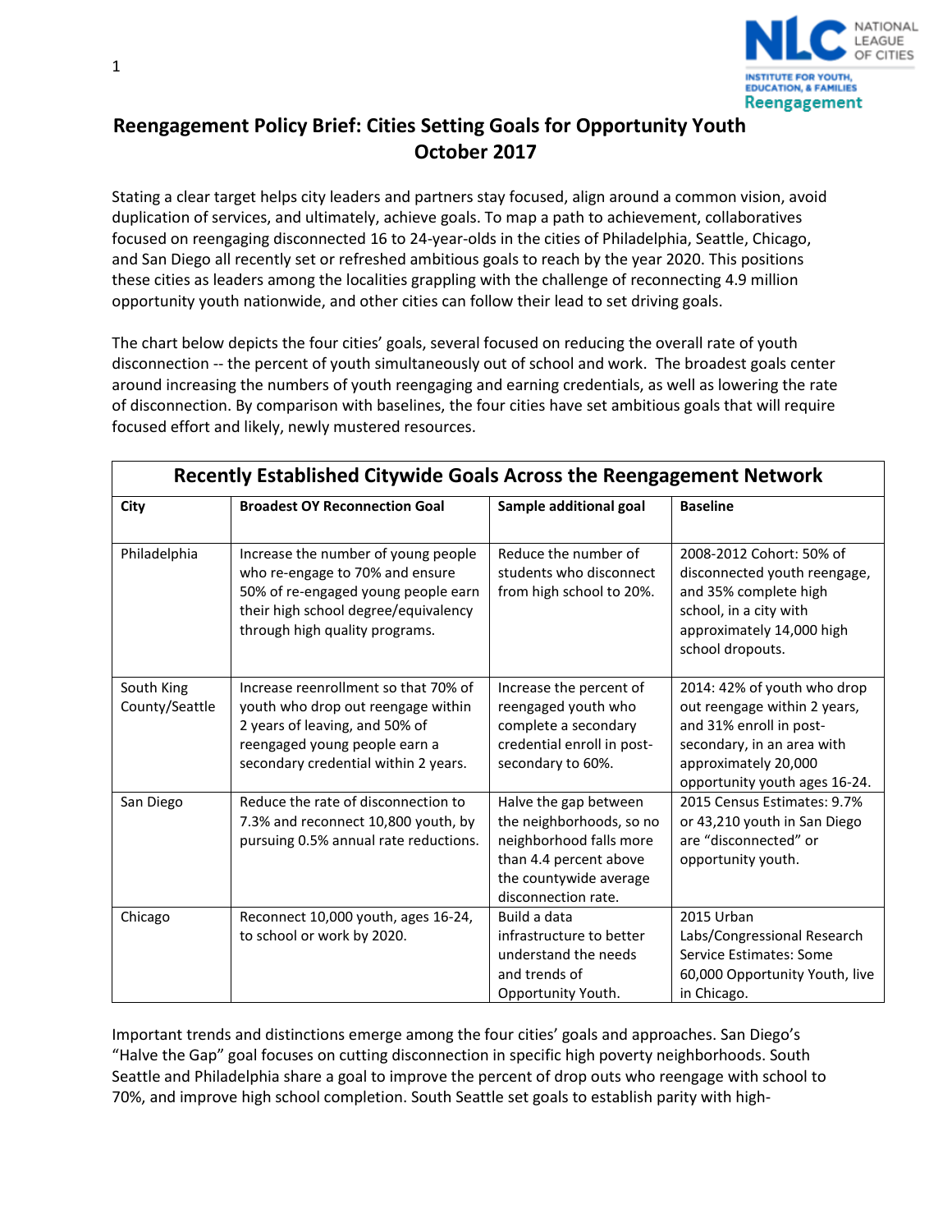# Reengagement Policy Brief: Cities Setting Goals for Opportunity Youth October 2017

Stating a clear target helps city leaders and partners stay focused, align around a common vision, avoid duplication of services, and ultimately, achieve goals. To map a path to achievement, collaboratives focused on reengaging disconnected 16 to 24-year-olds in the cities of Philadelphia, Seattle, Chicago, and San Diego all recently set or refreshed ambitious goals to reach by the year 2020. This positions these cities as leaders among the localities grappling with the challenge of reconnecting 4.9 million opportunity youth nationwide, and other cities can follow their lead to set driving goals.

The chart below depicts the four cities' goals, several focused on reducing the overall rate of youth disconnection -- the percent of youth simultaneously out of school and work. The broadest goals center around increasing the numbers of youth reengaging and earning credentials, as well as lowering the rate of disconnection. By comparison with baselines, the four cities have set ambitious goals that will require focused effort and likely, newly mustered resources.

**Recently Established Citywide Goals Across the Reengagement Network**

| City | Broadest OY Reconnection Goal | Sample additional goal | Baseline |
|---|---|---|---|
| Philadelphia | Increase the number of young people who re-engage to 70% and ensure 50% of re-engaged young people earn their high school degree/equivalency through high quality programs. | Reduce the number of students who disconnect from high school to 20%. | 2008-2012 Cohort: 50% of disconnected youth reengage, and 35% complete high school, in a city with approximately 14,000 high school dropouts. |
| South King County/Seattle | Increase reenrollment so that 70% of youth who drop out reengage within 2 years of leaving, and 50% of reengaged young people earn a secondary credential within 2 years. | Increase the percent of reengaged youth who complete a secondary credential enroll in post-secondary to 60%. | 2014: 42% of youth who drop out reengage within 2 years, and 31% enroll in post-secondary, in an area with approximately 20,000 opportunity youth ages 16-24. |
| San Diego | Reduce the rate of disconnection to 7.3% and reconnect 10,800 youth, by pursuing 0.5% annual rate reductions. | Halve the gap between the neighborhoods, so no neighborhood falls more than 4.4 percent above the countywide average disconnection rate. | 2015 Census Estimates: 9.7% or 43,210 youth in San Diego are "disconnected" or opportunity youth. |
| Chicago | Reconnect 10,000 youth, ages 16-24, to school or work by 2020. | Build a data infrastructure to better understand the needs and trends of Opportunity Youth. | 2015 Urban Labs/Congressional Research Service Estimates: Some 60,000 Opportunity Youth, live in Chicago. |

Important trends and distinctions emerge among the four cities' goals and approaches. San Diego's "Halve the Gap" goal focuses on cutting disconnection in specific high poverty neighborhoods. South Seattle and Philadelphia share a goal to improve the percent of drop outs who reengage with school to 70%, and improve high school completion. South Seattle set goals to establish parity with high-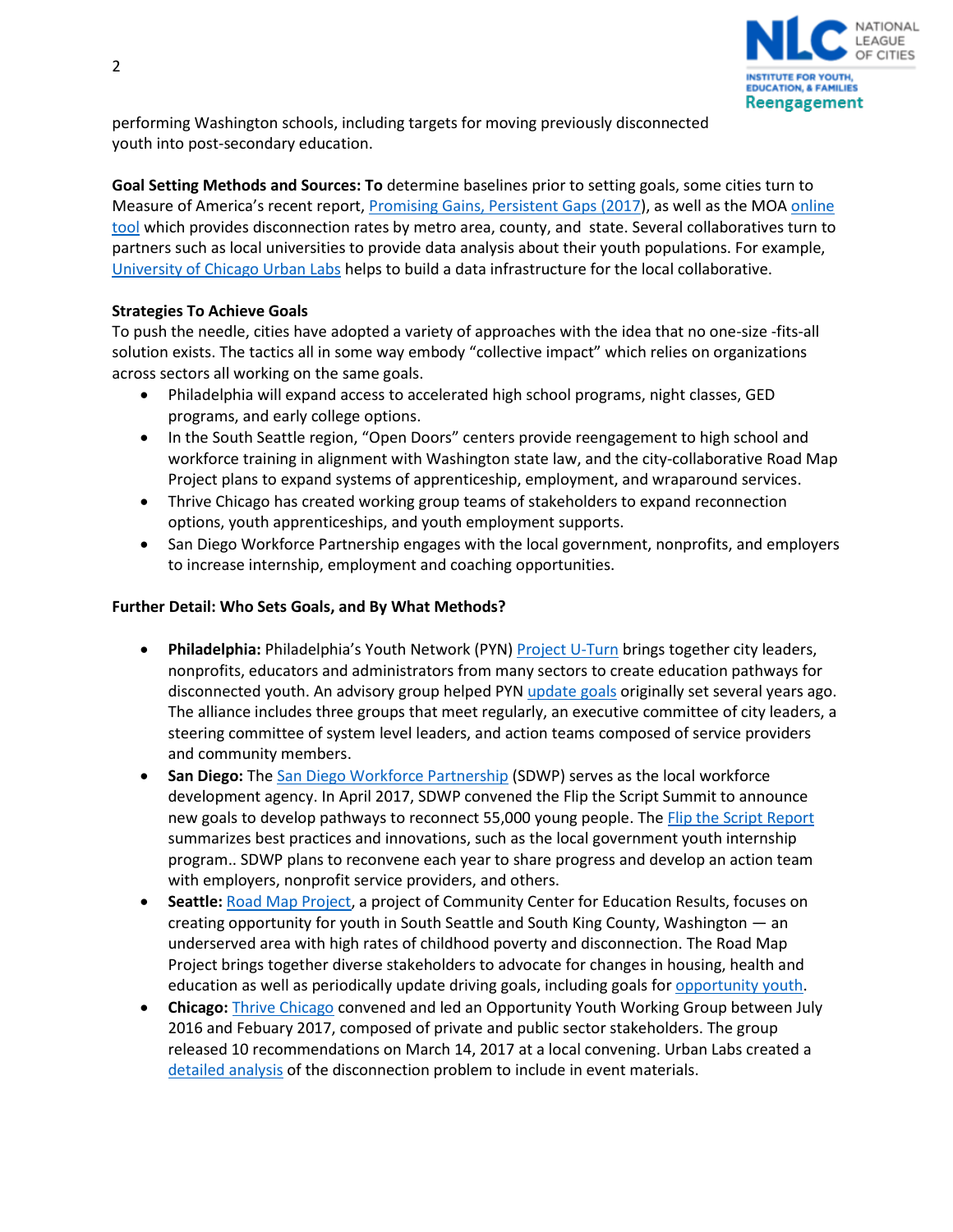performing Washington schools, including targets for moving previously disconnected youth into post-secondary education.

**Goal Setting Methods and Sources: To** determine baselines prior to setting goals, some cities turn to Measure of America's recent report, Promising Gains, Persistent Gaps (2017), as well as the MOA online tool which provides disconnection rates by metro area, county, and state. Several collaboratives turn to partners such as local universities to provide data analysis about their youth populations. For example, University of Chicago Urban Labs helps to build a data infrastructure for the local collaborative.

**Strategies To Achieve Goals**

To push the needle, cities have adopted a variety of approaches with the idea that no one-size -fits-all solution exists. The tactics all in some way embody "collective impact" which relies on organizations across sectors all working on the same goals.

- Philadelphia will expand access to accelerated high school programs, night classes, GED programs, and early college options.
- In the South Seattle region, "Open Doors" centers provide reengagement to high school and workforce training in alignment with Washington state law, and the city-collaborative Road Map Project plans to expand systems of apprenticeship, employment, and wraparound services.
- Thrive Chicago has created working group teams of stakeholders to expand reconnection options, youth apprenticeships, and youth employment supports.
- San Diego Workforce Partnership engages with the local government, nonprofits, and employers to increase internship, employment and coaching opportunities.

**Further Detail: Who Sets Goals, and By What Methods?**

- **Philadelphia:** Philadelphia's Youth Network (PYN) Project U-Turn brings together city leaders, nonprofits, educators and administrators from many sectors to create education pathways for disconnected youth. An advisory group helped PYN update goals originally set several years ago. The alliance includes three groups that meet regularly, an executive committee of city leaders, a steering committee of system level leaders, and action teams composed of service providers and community members.
- **San Diego:** The San Diego Workforce Partnership (SDWP) serves as the local workforce development agency. In April 2017, SDWP convened the Flip the Script Summit to announce new goals to develop pathways to reconnect 55,000 young people. The Flip the Script Report summarizes best practices and innovations, such as the local government youth internship program.. SDWP plans to reconvene each year to share progress and develop an action team with employers, nonprofit service providers, and others.
- **Seattle:** Road Map Project, a project of Community Center for Education Results, focuses on creating opportunity for youth in South Seattle and South King County, Washington — an underserved area with high rates of childhood poverty and disconnection. The Road Map Project brings together diverse stakeholders to advocate for changes in housing, health and education as well as periodically update driving goals, including goals for opportunity youth.
- **Chicago:** Thrive Chicago convened and led an Opportunity Youth Working Group between July 2016 and Febuary 2017, composed of private and public sector stakeholders. The group released 10 recommendations on March 14, 2017 at a local convening. Urban Labs created a detailed analysis of the disconnection problem to include in event materials.